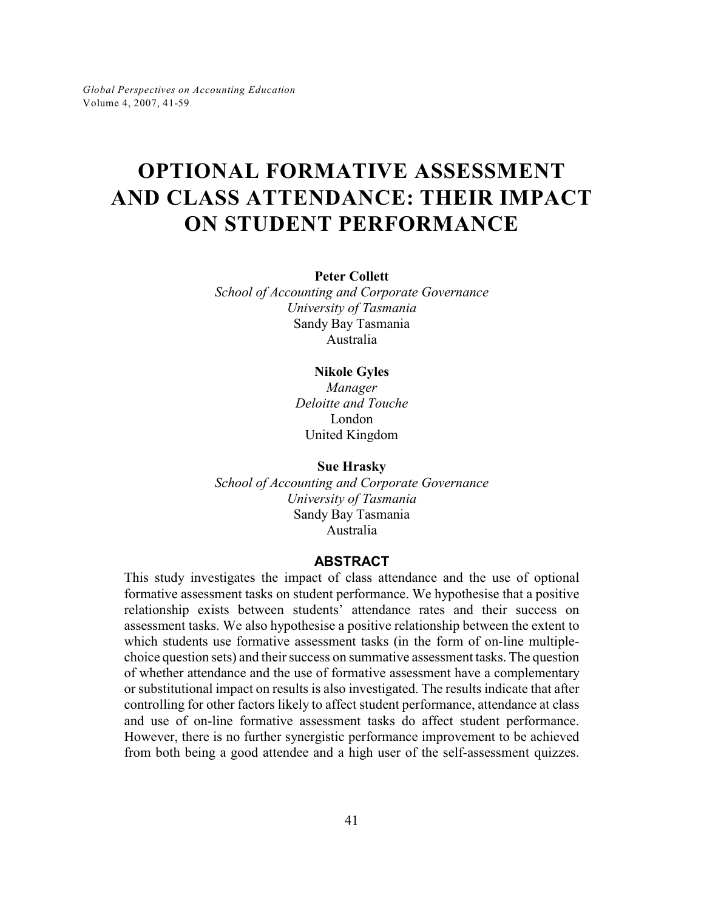# OPTIONAL FORMATIVE ASSESSMENT AND CLASS ATTENDANCE: THEIR IMPACT ON STUDENT PERFORMANCE

**Peter Collett**
*School of Accounting and Corporate Governance*
*University of Tasmania*
Sandy Bay Tasmania
Australia

**Nikole Gyles**
*Manager*
*Deloitte and Touche*
London
United Kingdom

**Sue Hrasky**
*School of Accounting and Corporate Governance*
*University of Tasmania*
Sandy Bay Tasmania
Australia

## ABSTRACT

This study investigates the impact of class attendance and the use of optional formative assessment tasks on student performance. We hypothesise that a positive relationship exists between students' attendance rates and their success on assessment tasks. We also hypothesise a positive relationship between the extent to which students use formative assessment tasks (in the form of on-line multiple-choice question sets) and their success on summative assessment tasks. The question of whether attendance and the use of formative assessment have a complementary or substitutional impact on results is also investigated. The results indicate that after controlling for other factors likely to affect student performance, attendance at class and use of on-line formative assessment tasks do affect student performance. However, there is no further synergistic performance improvement to be achieved from both being a good attendee and a high user of the self-assessment quizzes.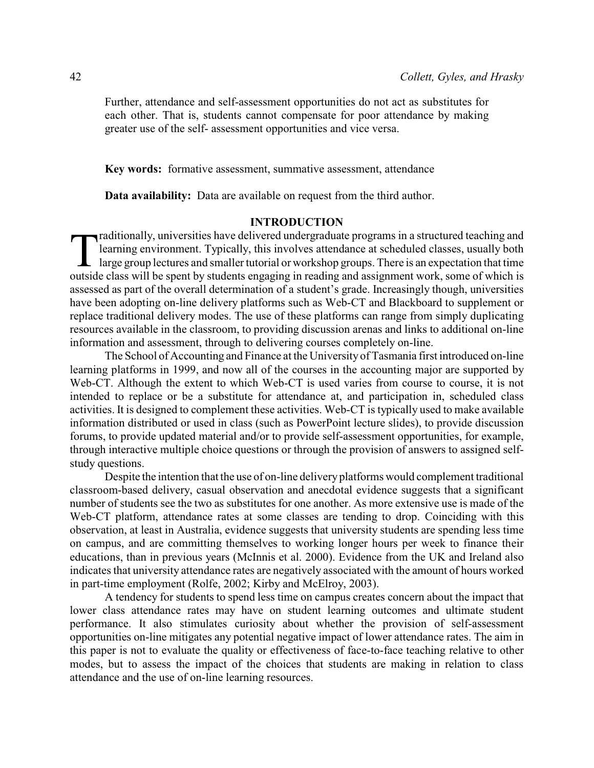Further, attendance and self-assessment opportunities do not act as substitutes for each other. That is, students cannot compensate for poor attendance by making greater use of the self- assessment opportunities and vice versa.

**Key words:** formative assessment, summative assessment, attendance

**Data availability:** Data are available on request from the third author.

## INTRODUCTION

Traditionally, universities have delivered undergraduate programs in a structured teaching and learning environment. Typically, this involves attendance at scheduled classes, usually both large group lectures and smaller tutorial or workshop groups. There is an expectation that time outside class will be spent by students engaging in reading and assignment work, some of which is assessed as part of the overall determination of a student's grade. Increasingly though, universities have been adopting on-line delivery platforms such as Web-CT and Blackboard to supplement or replace traditional delivery modes. The use of these platforms can range from simply duplicating resources available in the classroom, to providing discussion arenas and links to additional on-line information and assessment, through to delivering courses completely on-line.

The School of Accounting and Finance at the University of Tasmania first introduced on-line learning platforms in 1999, and now all of the courses in the accounting major are supported by Web-CT. Although the extent to which Web-CT is used varies from course to course, it is not intended to replace or be a substitute for attendance at, and participation in, scheduled class activities. It is designed to complement these activities. Web-CT is typically used to make available information distributed or used in class (such as PowerPoint lecture slides), to provide discussion forums, to provide updated material and/or to provide self-assessment opportunities, for example, through interactive multiple choice questions or through the provision of answers to assigned self-study questions.

Despite the intention that the use of on-line delivery platforms would complement traditional classroom-based delivery, casual observation and anecdotal evidence suggests that a significant number of students see the two as substitutes for one another. As more extensive use is made of the Web-CT platform, attendance rates at some classes are tending to drop. Coinciding with this observation, at least in Australia, evidence suggests that university students are spending less time on campus, and are committing themselves to working longer hours per week to finance their educations, than in previous years (McInnis et al. 2000). Evidence from the UK and Ireland also indicates that university attendance rates are negatively associated with the amount of hours worked in part-time employment (Rolfe, 2002; Kirby and McElroy, 2003).

A tendency for students to spend less time on campus creates concern about the impact that lower class attendance rates may have on student learning outcomes and ultimate student performance. It also stimulates curiosity about whether the provision of self-assessment opportunities on-line mitigates any potential negative impact of lower attendance rates. The aim in this paper is not to evaluate the quality or effectiveness of face-to-face teaching relative to other modes, but to assess the impact of the choices that students are making in relation to class attendance and the use of on-line learning resources.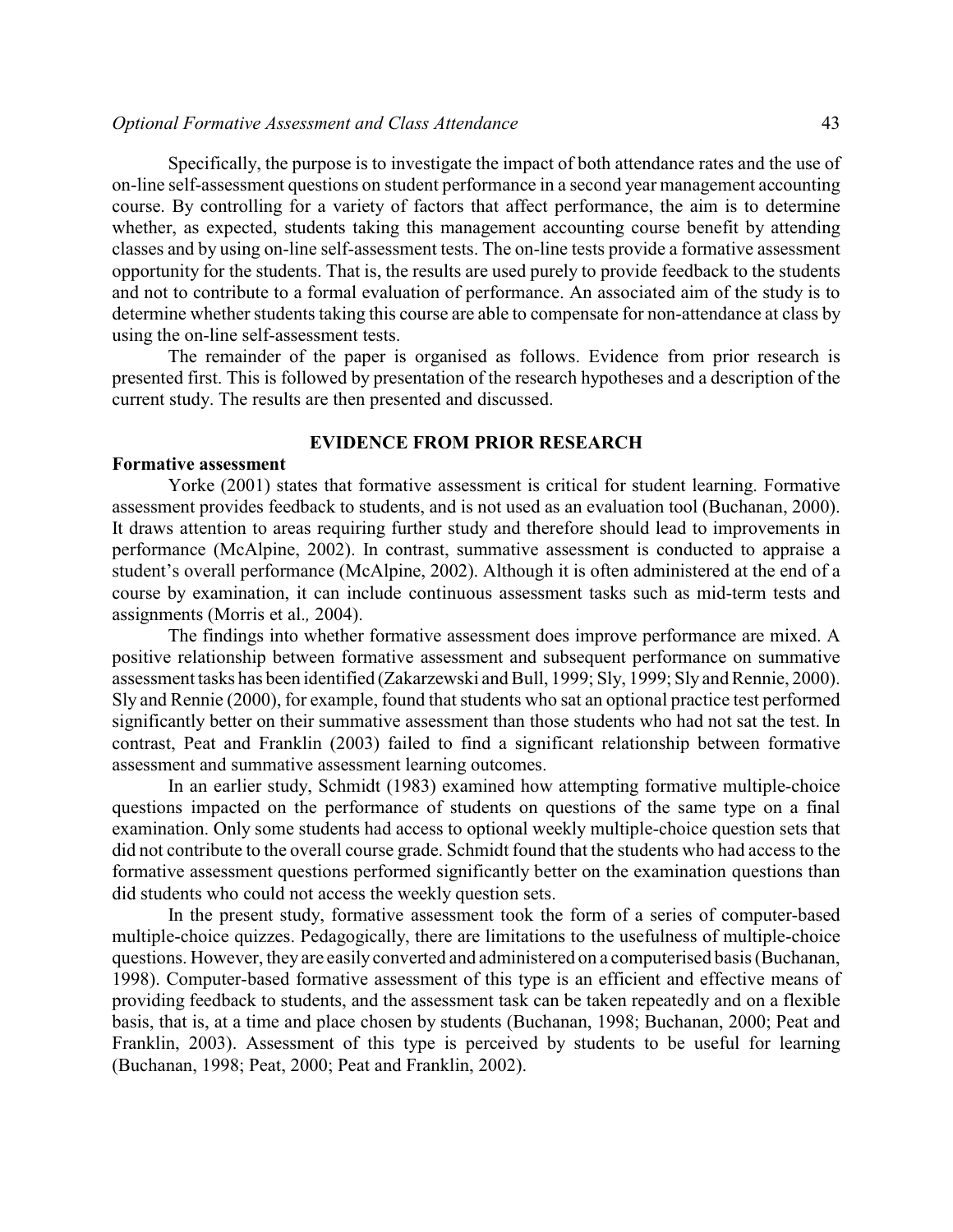Specifically, the purpose is to investigate the impact of both attendance rates and the use of on-line self-assessment questions on student performance in a second year management accounting course. By controlling for a variety of factors that affect performance, the aim is to determine whether, as expected, students taking this management accounting course benefit by attending classes and by using on-line self-assessment tests. The on-line tests provide a formative assessment opportunity for the students. That is, the results are used purely to provide feedback to the students and not to contribute to a formal evaluation of performance. An associated aim of the study is to determine whether students taking this course are able to compensate for non-attendance at class by using the on-line self-assessment tests.

The remainder of the paper is organised as follows. Evidence from prior research is presented first. This is followed by presentation of the research hypotheses and a description of the current study. The results are then presented and discussed.

## EVIDENCE FROM PRIOR RESEARCH

### Formative assessment

Yorke (2001) states that formative assessment is critical for student learning. Formative assessment provides feedback to students, and is not used as an evaluation tool (Buchanan, 2000). It draws attention to areas requiring further study and therefore should lead to improvements in performance (McAlpine, 2002). In contrast, summative assessment is conducted to appraise a student's overall performance (McAlpine, 2002). Although it is often administered at the end of a course by examination, it can include continuous assessment tasks such as mid-term tests and assignments (Morris et al*.,* 2004).

The findings into whether formative assessment does improve performance are mixed. A positive relationship between formative assessment and subsequent performance on summative assessment tasks has been identified (Zakarzewski and Bull, 1999; Sly, 1999; Sly and Rennie, 2000). Sly and Rennie (2000), for example, found that students who sat an optional practice test performed significantly better on their summative assessment than those students who had not sat the test. In contrast, Peat and Franklin (2003) failed to find a significant relationship between formative assessment and summative assessment learning outcomes.

In an earlier study, Schmidt (1983) examined how attempting formative multiple-choice questions impacted on the performance of students on questions of the same type on a final examination. Only some students had access to optional weekly multiple-choice question sets that did not contribute to the overall course grade. Schmidt found that the students who had access to the formative assessment questions performed significantly better on the examination questions than did students who could not access the weekly question sets.

In the present study, formative assessment took the form of a series of computer-based multiple-choice quizzes. Pedagogically, there are limitations to the usefulness of multiple-choice questions. However, they are easily converted and administered on a computerised basis (Buchanan, 1998). Computer-based formative assessment of this type is an efficient and effective means of providing feedback to students, and the assessment task can be taken repeatedly and on a flexible basis, that is, at a time and place chosen by students (Buchanan, 1998; Buchanan, 2000; Peat and Franklin, 2003). Assessment of this type is perceived by students to be useful for learning (Buchanan, 1998; Peat, 2000; Peat and Franklin, 2002).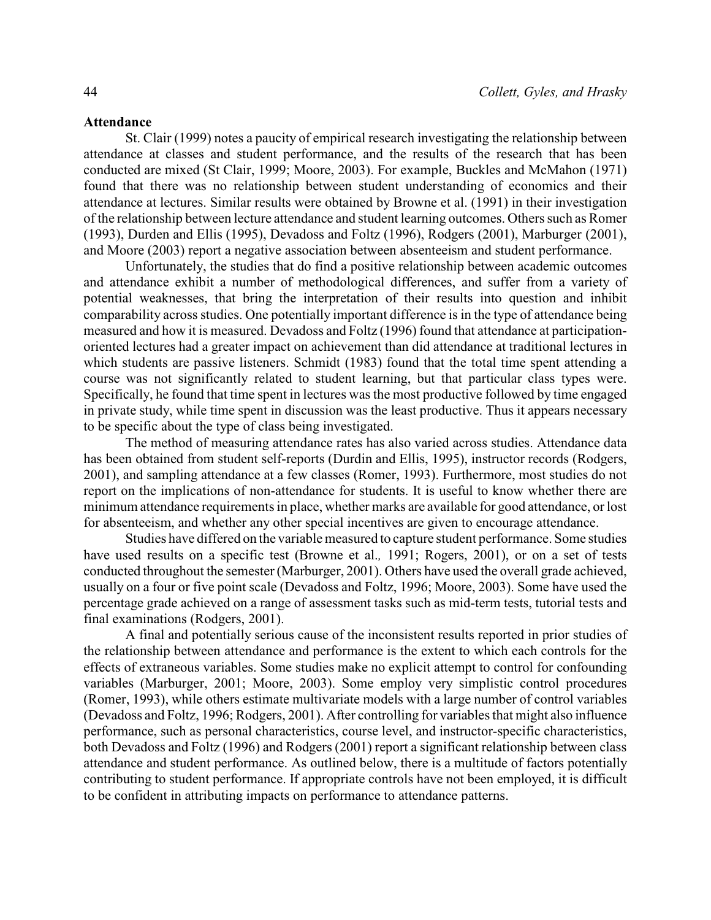### Attendance

St. Clair (1999) notes a paucity of empirical research investigating the relationship between attendance at classes and student performance, and the results of the research that has been conducted are mixed (St Clair, 1999; Moore, 2003). For example, Buckles and McMahon (1971) found that there was no relationship between student understanding of economics and their attendance at lectures. Similar results were obtained by Browne et al. (1991) in their investigation of the relationship between lecture attendance and student learning outcomes. Others such as Romer (1993), Durden and Ellis (1995), Devadoss and Foltz (1996), Rodgers (2001), Marburger (2001), and Moore (2003) report a negative association between absenteeism and student performance.

Unfortunately, the studies that do find a positive relationship between academic outcomes and attendance exhibit a number of methodological differences, and suffer from a variety of potential weaknesses, that bring the interpretation of their results into question and inhibit comparability across studies. One potentially important difference is in the type of attendance being measured and how it is measured. Devadoss and Foltz (1996) found that attendance at participation-oriented lectures had a greater impact on achievement than did attendance at traditional lectures in which students are passive listeners. Schmidt (1983) found that the total time spent attending a course was not significantly related to student learning, but that particular class types were. Specifically, he found that time spent in lectures was the most productive followed by time engaged in private study, while time spent in discussion was the least productive. Thus it appears necessary to be specific about the type of class being investigated.

The method of measuring attendance rates has also varied across studies. Attendance data has been obtained from student self-reports (Durdin and Ellis, 1995), instructor records (Rodgers, 2001), and sampling attendance at a few classes (Romer, 1993). Furthermore, most studies do not report on the implications of non-attendance for students. It is useful to know whether there are minimum attendance requirements in place, whether marks are available for good attendance, or lost for absenteeism, and whether any other special incentives are given to encourage attendance.

Studies have differed on the variable measured to capture student performance. Some studies have used results on a specific test (Browne et al., 1991; Rogers, 2001), or on a set of tests conducted throughout the semester (Marburger, 2001). Others have used the overall grade achieved, usually on a four or five point scale (Devadoss and Foltz, 1996; Moore, 2003). Some have used the percentage grade achieved on a range of assessment tasks such as mid-term tests, tutorial tests and final examinations (Rodgers, 2001).

A final and potentially serious cause of the inconsistent results reported in prior studies of the relationship between attendance and performance is the extent to which each controls for the effects of extraneous variables. Some studies make no explicit attempt to control for confounding variables (Marburger, 2001; Moore, 2003). Some employ very simplistic control procedures (Romer, 1993), while others estimate multivariate models with a large number of control variables (Devadoss and Foltz, 1996; Rodgers, 2001). After controlling for variables that might also influence performance, such as personal characteristics, course level, and instructor-specific characteristics, both Devadoss and Foltz (1996) and Rodgers (2001) report a significant relationship between class attendance and student performance. As outlined below, there is a multitude of factors potentially contributing to student performance. If appropriate controls have not been employed, it is difficult to be confident in attributing impacts on performance to attendance patterns.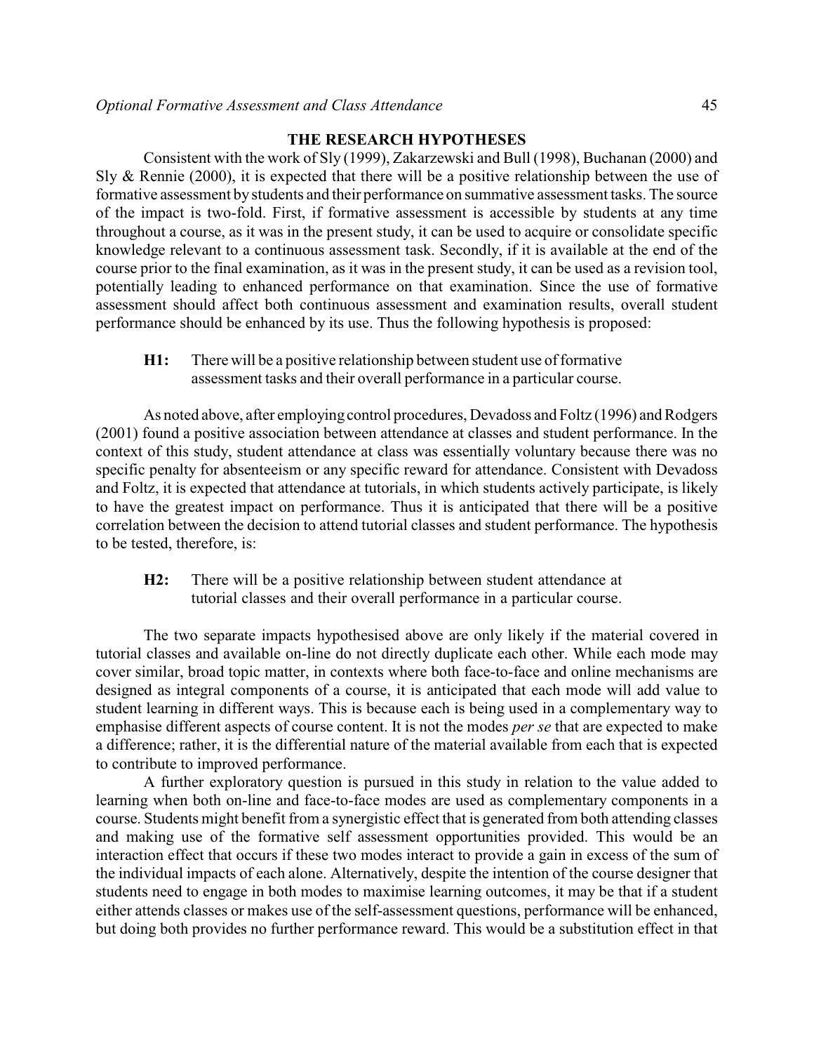## THE RESEARCH HYPOTHESES

Consistent with the work of Sly (1999), Zakarzewski and Bull (1998), Buchanan (2000) and Sly & Rennie (2000), it is expected that there will be a positive relationship between the use of formative assessment by students and their performance on summative assessment tasks. The source of the impact is two-fold. First, if formative assessment is accessible by students at any time throughout a course, as it was in the present study, it can be used to acquire or consolidate specific knowledge relevant to a continuous assessment task. Secondly, if it is available at the end of the course prior to the final examination, as it was in the present study, it can be used as a revision tool, potentially leading to enhanced performance on that examination. Since the use of formative assessment should affect both continuous assessment and examination results, overall student performance should be enhanced by its use. Thus the following hypothesis is proposed:

> **H1:** There will be a positive relationship between student use of formative assessment tasks and their overall performance in a particular course.

As noted above, after employing control procedures, Devadoss and Foltz (1996) and Rodgers (2001) found a positive association between attendance at classes and student performance. In the context of this study, student attendance at class was essentially voluntary because there was no specific penalty for absenteeism or any specific reward for attendance. Consistent with Devadoss and Foltz, it is expected that attendance at tutorials, in which students actively participate, is likely to have the greatest impact on performance. Thus it is anticipated that there will be a positive correlation between the decision to attend tutorial classes and student performance. The hypothesis to be tested, therefore, is:

> **H2:** There will be a positive relationship between student attendance at tutorial classes and their overall performance in a particular course.

The two separate impacts hypothesised above are only likely if the material covered in tutorial classes and available on-line do not directly duplicate each other. While each mode may cover similar, broad topic matter, in contexts where both face-to-face and online mechanisms are designed as integral components of a course, it is anticipated that each mode will add value to student learning in different ways. This is because each is being used in a complementary way to emphasise different aspects of course content. It is not the modes *per se* that are expected to make a difference; rather, it is the differential nature of the material available from each that is expected to contribute to improved performance.

A further exploratory question is pursued in this study in relation to the value added to learning when both on-line and face-to-face modes are used as complementary components in a course. Students might benefit from a synergistic effect that is generated from both attending classes and making use of the formative self assessment opportunities provided. This would be an interaction effect that occurs if these two modes interact to provide a gain in excess of the sum of the individual impacts of each alone. Alternatively, despite the intention of the course designer that students need to engage in both modes to maximise learning outcomes, it may be that if a student either attends classes or makes use of the self-assessment questions, performance will be enhanced, but doing both provides no further performance reward. This would be a substitution effect in that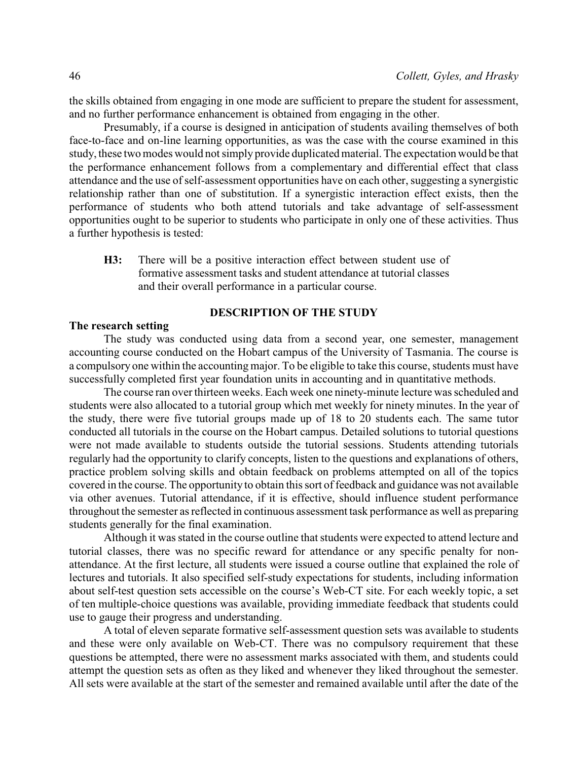the skills obtained from engaging in one mode are sufficient to prepare the student for assessment, and no further performance enhancement is obtained from engaging in the other.

Presumably, if a course is designed in anticipation of students availing themselves of both face-to-face and on-line learning opportunities, as was the case with the course examined in this study, these two modes would not simply provide duplicated material. The expectation would be that the performance enhancement follows from a complementary and differential effect that class attendance and the use of self-assessment opportunities have on each other, suggesting a synergistic relationship rather than one of substitution. If a synergistic interaction effect exists, then the performance of students who both attend tutorials and take advantage of self-assessment opportunities ought to be superior to students who participate in only one of these activities. Thus a further hypothesis is tested:

> **H3:** There will be a positive interaction effect between student use of formative assessment tasks and student attendance at tutorial classes and their overall performance in a particular course.

## DESCRIPTION OF THE STUDY

### The research setting

The study was conducted using data from a second year, one semester, management accounting course conducted on the Hobart campus of the University of Tasmania. The course is a compulsory one within the accounting major. To be eligible to take this course, students must have successfully completed first year foundation units in accounting and in quantitative methods.

The course ran over thirteen weeks. Each week one ninety-minute lecture was scheduled and students were also allocated to a tutorial group which met weekly for ninety minutes. In the year of the study, there were five tutorial groups made up of 18 to 20 students each. The same tutor conducted all tutorials in the course on the Hobart campus. Detailed solutions to tutorial questions were not made available to students outside the tutorial sessions. Students attending tutorials regularly had the opportunity to clarify concepts, listen to the questions and explanations of others, practice problem solving skills and obtain feedback on problems attempted on all of the topics covered in the course. The opportunity to obtain this sort of feedback and guidance was not available via other avenues. Tutorial attendance, if it is effective, should influence student performance throughout the semester as reflected in continuous assessment task performance as well as preparing students generally for the final examination.

Although it was stated in the course outline that students were expected to attend lecture and tutorial classes, there was no specific reward for attendance or any specific penalty for non-attendance. At the first lecture, all students were issued a course outline that explained the role of lectures and tutorials. It also specified self-study expectations for students, including information about self-test question sets accessible on the course's Web-CT site. For each weekly topic, a set of ten multiple-choice questions was available, providing immediate feedback that students could use to gauge their progress and understanding.

A total of eleven separate formative self-assessment question sets was available to students and these were only available on Web-CT. There was no compulsory requirement that these questions be attempted, there were no assessment marks associated with them, and students could attempt the question sets as often as they liked and whenever they liked throughout the semester. All sets were available at the start of the semester and remained available until after the date of the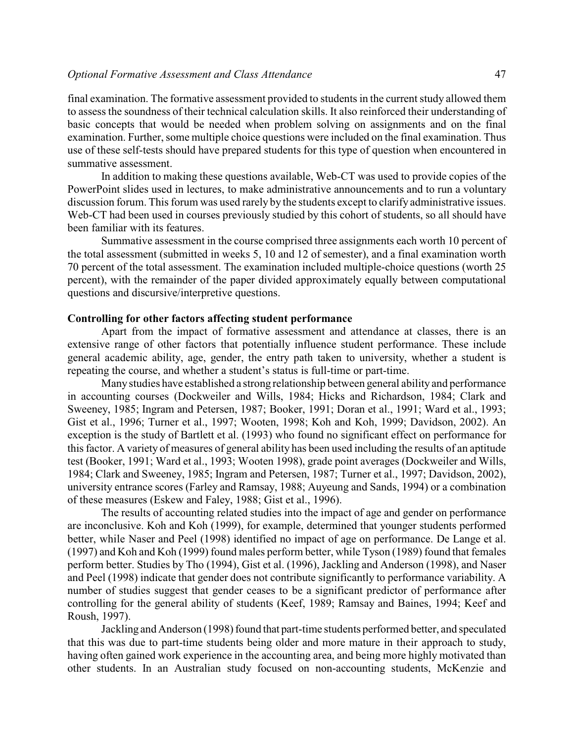final examination. The formative assessment provided to students in the current study allowed them to assess the soundness of their technical calculation skills. It also reinforced their understanding of basic concepts that would be needed when problem solving on assignments and on the final examination. Further, some multiple choice questions were included on the final examination. Thus use of these self-tests should have prepared students for this type of question when encountered in summative assessment.

In addition to making these questions available, Web-CT was used to provide copies of the PowerPoint slides used in lectures, to make administrative announcements and to run a voluntary discussion forum. This forum was used rarely by the students except to clarify administrative issues. Web-CT had been used in courses previously studied by this cohort of students, so all should have been familiar with its features.

Summative assessment in the course comprised three assignments each worth 10 percent of the total assessment (submitted in weeks 5, 10 and 12 of semester), and a final examination worth 70 percent of the total assessment. The examination included multiple-choice questions (worth 25 percent), with the remainder of the paper divided approximately equally between computational questions and discursive/interpretive questions.

**Controlling for other factors affecting student performance**

Apart from the impact of formative assessment and attendance at classes, there is an extensive range of other factors that potentially influence student performance. These include general academic ability, age, gender, the entry path taken to university, whether a student is repeating the course, and whether a student's status is full-time or part-time.

Many studies have established a strong relationship between general ability and performance in accounting courses (Dockweiler and Wills, 1984; Hicks and Richardson, 1984; Clark and Sweeney, 1985; Ingram and Petersen, 1987; Booker, 1991; Doran et al., 1991; Ward et al., 1993; Gist et al., 1996; Turner et al., 1997; Wooten, 1998; Koh and Koh, 1999; Davidson, 2002). An exception is the study of Bartlett et al. (1993) who found no significant effect on performance for this factor. A variety of measures of general ability has been used including the results of an aptitude test (Booker, 1991; Ward et al., 1993; Wooten 1998), grade point averages (Dockweiler and Wills, 1984; Clark and Sweeney, 1985; Ingram and Petersen, 1987; Turner et al., 1997; Davidson, 2002), university entrance scores (Farley and Ramsay, 1988; Auyeung and Sands, 1994) or a combination of these measures (Eskew and Faley, 1988; Gist et al., 1996).

The results of accounting related studies into the impact of age and gender on performance are inconclusive. Koh and Koh (1999), for example, determined that younger students performed better, while Naser and Peel (1998) identified no impact of age on performance. De Lange et al. (1997) and Koh and Koh (1999) found males perform better, while Tyson (1989) found that females perform better. Studies by Tho (1994), Gist et al. (1996), Jackling and Anderson (1998), and Naser and Peel (1998) indicate that gender does not contribute significantly to performance variability. A number of studies suggest that gender ceases to be a significant predictor of performance after controlling for the general ability of students (Keef, 1989; Ramsay and Baines, 1994; Keef and Roush, 1997).

Jackling and Anderson (1998) found that part-time students performed better, and speculated that this was due to part-time students being older and more mature in their approach to study, having often gained work experience in the accounting area, and being more highly motivated than other students. In an Australian study focused on non-accounting students, McKenzie and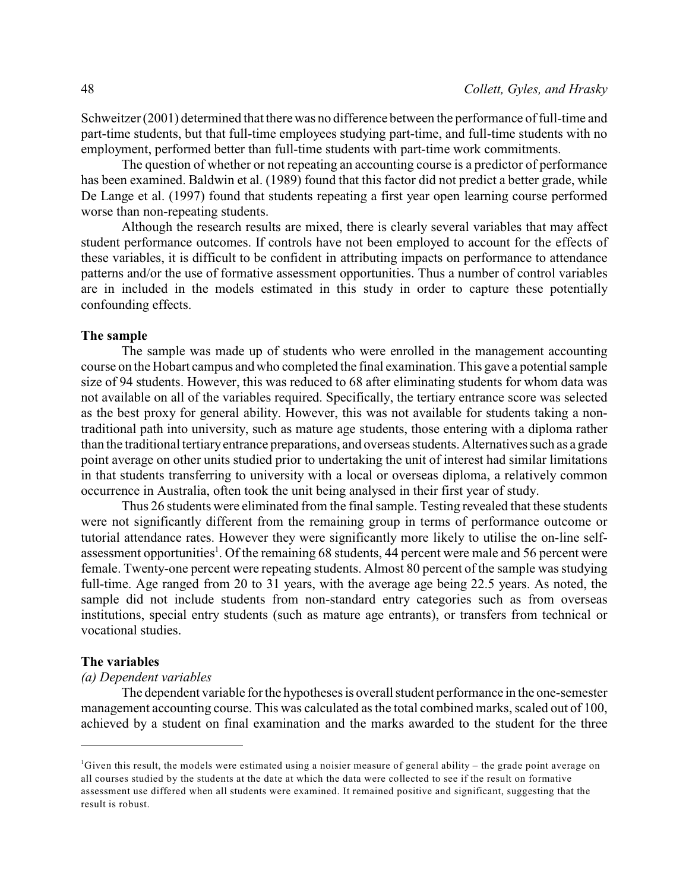Schweitzer (2001) determined that there was no difference between the performance of full-time and part-time students, but that full-time employees studying part-time, and full-time students with no employment, performed better than full-time students with part-time work commitments.

The question of whether or not repeating an accounting course is a predictor of performance has been examined. Baldwin et al. (1989) found that this factor did not predict a better grade, while De Lange et al. (1997) found that students repeating a first year open learning course performed worse than non-repeating students.

Although the research results are mixed, there is clearly several variables that may affect student performance outcomes. If controls have not been employed to account for the effects of these variables, it is difficult to be confident in attributing impacts on performance to attendance patterns and/or the use of formative assessment opportunities. Thus a number of control variables are in included in the models estimated in this study in order to capture these potentially confounding effects.

### The sample

The sample was made up of students who were enrolled in the management accounting course on the Hobart campus and who completed the final examination. This gave a potential sample size of 94 students. However, this was reduced to 68 after eliminating students for whom data was not available on all of the variables required. Specifically, the tertiary entrance score was selected as the best proxy for general ability. However, this was not available for students taking a non-traditional path into university, such as mature age students, those entering with a diploma rather than the traditional tertiary entrance preparations, and overseas students. Alternatives such as a grade point average on other units studied prior to undertaking the unit of interest had similar limitations in that students transferring to university with a local or overseas diploma, a relatively common occurrence in Australia, often took the unit being analysed in their first year of study.

Thus 26 students were eliminated from the final sample. Testing revealed that these students were not significantly different from the remaining group in terms of performance outcome or tutorial attendance rates. However they were significantly more likely to utilise the on-line self-assessment opportunities[1]. Of the remaining 68 students, 44 percent were male and 56 percent were female. Twenty-one percent were repeating students. Almost 80 percent of the sample was studying full-time. Age ranged from 20 to 31 years, with the average age being 22.5 years. As noted, the sample did not include students from non-standard entry categories such as from overseas institutions, special entry students (such as mature age entrants), or transfers from technical or vocational studies.

### The variables

*(a) Dependent variables*

The dependent variable for the hypotheses is overall student performance in the one-semester management accounting course. This was calculated as the total combined marks, scaled out of 100, achieved by a student on final examination and the marks awarded to the student for the three

---

[1] Given this result, the models were estimated using a noisier measure of general ability – the grade point average on all courses studied by the students at the date at which the data were collected to see if the result on formative assessment use differed when all students were examined. It remained positive and significant, suggesting that the result is robust.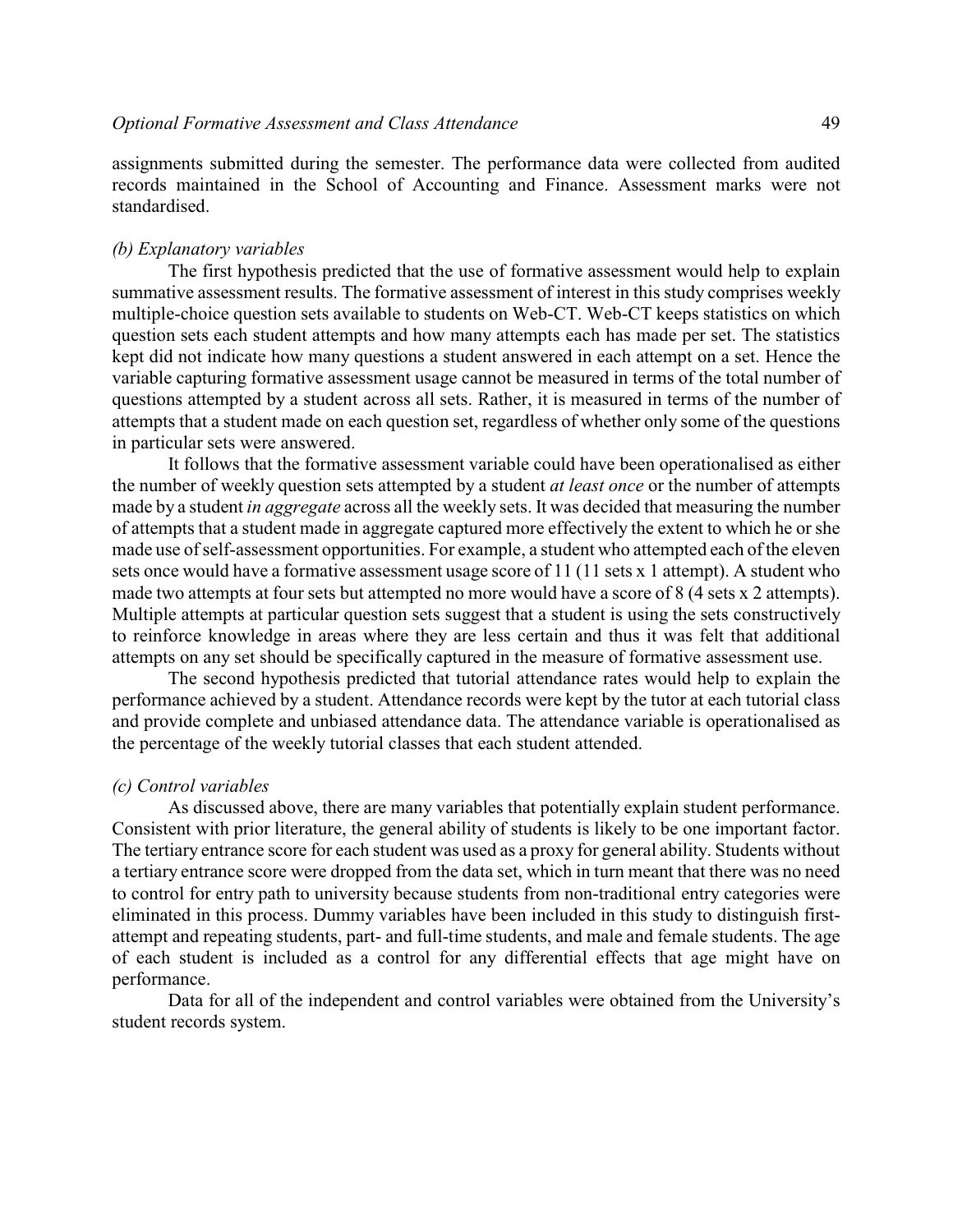assignments submitted during the semester. The performance data were collected from audited records maintained in the School of Accounting and Finance. Assessment marks were not standardised.

### *(b) Explanatory variables*

The first hypothesis predicted that the use of formative assessment would help to explain summative assessment results. The formative assessment of interest in this study comprises weekly multiple-choice question sets available to students on Web-CT. Web-CT keeps statistics on which question sets each student attempts and how many attempts each has made per set. The statistics kept did not indicate how many questions a student answered in each attempt on a set. Hence the variable capturing formative assessment usage cannot be measured in terms of the total number of questions attempted by a student across all sets. Rather, it is measured in terms of the number of attempts that a student made on each question set, regardless of whether only some of the questions in particular sets were answered.

It follows that the formative assessment variable could have been operationalised as either the number of weekly question sets attempted by a student *at least once* or the number of attempts made by a student *in aggregate* across all the weekly sets. It was decided that measuring the number of attempts that a student made in aggregate captured more effectively the extent to which he or she made use of self-assessment opportunities. For example, a student who attempted each of the eleven sets once would have a formative assessment usage score of 11 (11 sets x 1 attempt). A student who made two attempts at four sets but attempted no more would have a score of 8 (4 sets x 2 attempts). Multiple attempts at particular question sets suggest that a student is using the sets constructively to reinforce knowledge in areas where they are less certain and thus it was felt that additional attempts on any set should be specifically captured in the measure of formative assessment use.

The second hypothesis predicted that tutorial attendance rates would help to explain the performance achieved by a student. Attendance records were kept by the tutor at each tutorial class and provide complete and unbiased attendance data. The attendance variable is operationalised as the percentage of the weekly tutorial classes that each student attended.

### *(c) Control variables*

As discussed above, there are many variables that potentially explain student performance. Consistent with prior literature, the general ability of students is likely to be one important factor. The tertiary entrance score for each student was used as a proxy for general ability. Students without a tertiary entrance score were dropped from the data set, which in turn meant that there was no need to control for entry path to university because students from non-traditional entry categories were eliminated in this process. Dummy variables have been included in this study to distinguish first-attempt and repeating students, part- and full-time students, and male and female students. The age of each student is included as a control for any differential effects that age might have on performance.

Data for all of the independent and control variables were obtained from the University's student records system.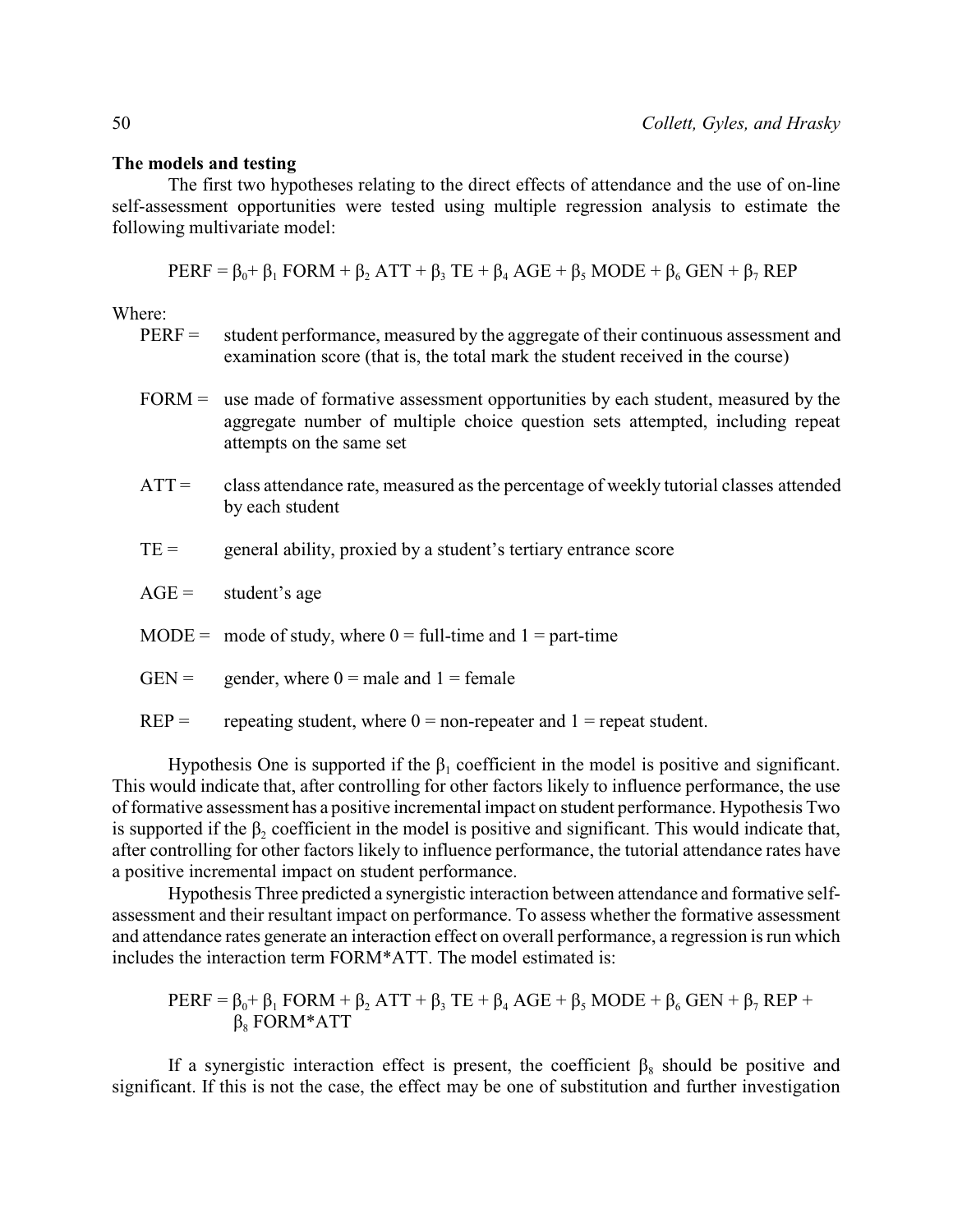**The models and testing**

The first two hypotheses relating to the direct effects of attendance and the use of on-line self-assessment opportunities were tested using multiple regression analysis to estimate the following multivariate model:

$$\text{PERF} = \beta_0 + \beta_1 \text{ FORM} + \beta_2 \text{ ATT} + \beta_3 \text{ TE} + \beta_4 \text{ AGE} + \beta_5 \text{ MODE} + \beta_6 \text{ GEN} + \beta_7 \text{ REP}$$

Where:

- PERF = student performance, measured by the aggregate of their continuous assessment and examination score (that is, the total mark the student received in the course)
- FORM = use made of formative assessment opportunities by each student, measured by the aggregate number of multiple choice question sets attempted, including repeat attempts on the same set
- ATT = class attendance rate, measured as the percentage of weekly tutorial classes attended by each student
- TE = general ability, proxied by a student's tertiary entrance score
- AGE = student's age
- MODE = mode of study, where 0 = full-time and 1 = part-time
- GEN = gender, where 0 = male and 1 = female
- REP = repeating student, where 0 = non-repeater and 1 = repeat student.

Hypothesis One is supported if the $\beta_1$ coefficient in the model is positive and significant. This would indicate that, after controlling for other factors likely to influence performance, the use of formative assessment has a positive incremental impact on student performance. Hypothesis Two is supported if the $\beta_2$ coefficient in the model is positive and significant. This would indicate that, after controlling for other factors likely to influence performance, the tutorial attendance rates have a positive incremental impact on student performance.

Hypothesis Three predicted a synergistic interaction between attendance and formative self-assessment and their resultant impact on performance. To assess whether the formative assessment and attendance rates generate an interaction effect on overall performance, a regression is run which includes the interaction term FORM*ATT. The model estimated is:

$$\text{PERF} = \beta_0 + \beta_1 \text{ FORM} + \beta_2 \text{ ATT} + \beta_3 \text{ TE} + \beta_4 \text{ AGE} + \beta_5 \text{ MODE} + \beta_6 \text{ GEN} + \beta_7 \text{ REP} + \beta_8 \text{ FORM*ATT}$$

If a synergistic interaction effect is present, the coefficient $\beta_8$ should be positive and significant. If this is not the case, the effect may be one of substitution and further investigation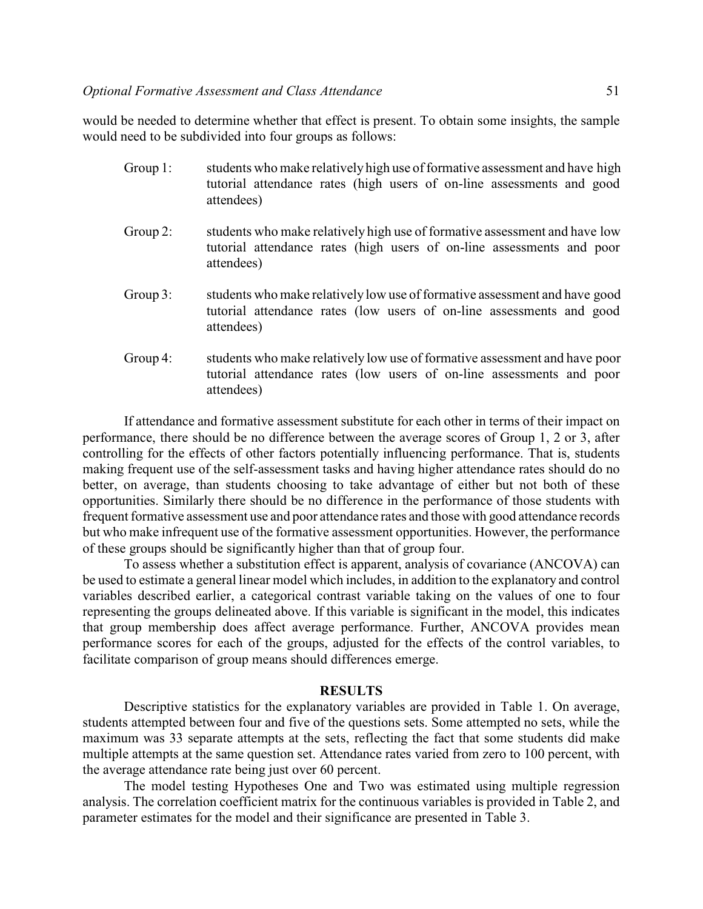would be needed to determine whether that effect is present. To obtain some insights, the sample would need to be subdivided into four groups as follows:

- Group 1: students who make relatively high use of formative assessment and have high tutorial attendance rates (high users of on-line assessments and good attendees)

- Group 2: students who make relatively high use of formative assessment and have low tutorial attendance rates (high users of on-line assessments and poor attendees)

- Group 3: students who make relatively low use of formative assessment and have good tutorial attendance rates (low users of on-line assessments and good attendees)

- Group 4: students who make relatively low use of formative assessment and have poor tutorial attendance rates (low users of on-line assessments and poor attendees)

If attendance and formative assessment substitute for each other in terms of their impact on performance, there should be no difference between the average scores of Group 1, 2 or 3, after controlling for the effects of other factors potentially influencing performance. That is, students making frequent use of the self-assessment tasks and having higher attendance rates should do no better, on average, than students choosing to take advantage of either but not both of these opportunities. Similarly there should be no difference in the performance of those students with frequent formative assessment use and poor attendance rates and those with good attendance records but who make infrequent use of the formative assessment opportunities. However, the performance of these groups should be significantly higher than that of group four.

To assess whether a substitution effect is apparent, analysis of covariance (ANCOVA) can be used to estimate a general linear model which includes, in addition to the explanatory and control variables described earlier, a categorical contrast variable taking on the values of one to four representing the groups delineated above. If this variable is significant in the model, this indicates that group membership does affect average performance. Further, ANCOVA provides mean performance scores for each of the groups, adjusted for the effects of the control variables, to facilitate comparison of group means should differences emerge.

## RESULTS

Descriptive statistics for the explanatory variables are provided in Table 1. On average, students attempted between four and five of the questions sets. Some attempted no sets, while the maximum was 33 separate attempts at the sets, reflecting the fact that some students did make multiple attempts at the same question set. Attendance rates varied from zero to 100 percent, with the average attendance rate being just over 60 percent.

The model testing Hypotheses One and Two was estimated using multiple regression analysis. The correlation coefficient matrix for the continuous variables is provided in Table 2, and parameter estimates for the model and their significance are presented in Table 3.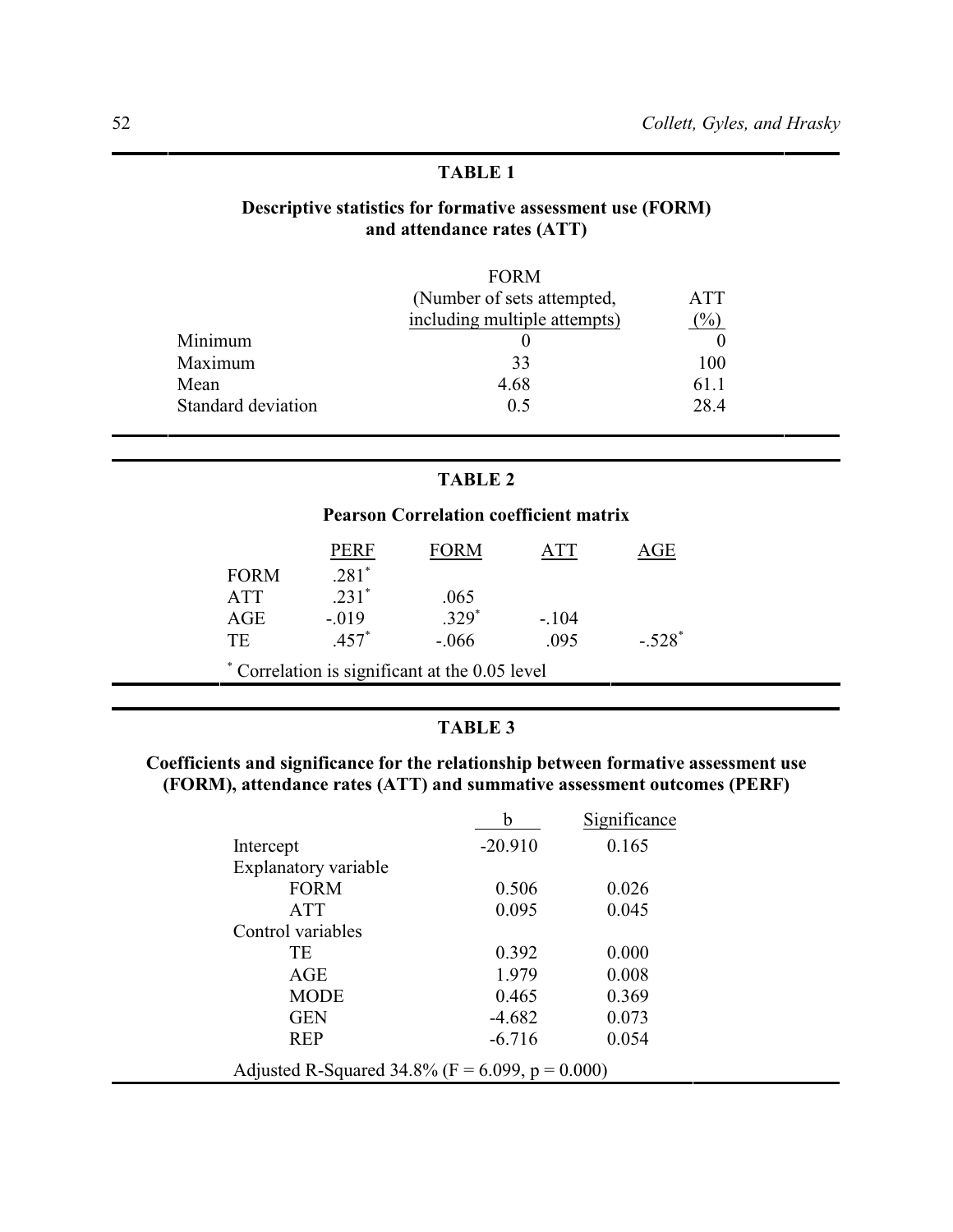**TABLE 1**

**Descriptive statistics for formative assessment use (FORM) and attendance rates (ATT)**

| | FORM (Number of sets attempted, including multiple attempts) | ATT (%) |
|---|---|---|
| Minimum | 0 | 0 |
| Maximum | 33 | 100 |
| Mean | 4.68 | 61.1 |
| Standard deviation | 0.5 | 28.4 |

**TABLE 2**

**Pearson Correlation coefficient matrix**

| | PERF | FORM | ATT | AGE |
|---|---|---|---|---|
| FORM | .281* | | | |
| ATT | .231* | .065 | | |
| AGE | -.019 | .329* | -.104 | |
| TE | .457* | -.066 | .095 | -.528* |

\* Correlation is significant at the 0.05 level

**TABLE 3**

**Coefficients and significance for the relationship between formative assessment use (FORM), attendance rates (ATT) and summative assessment outcomes (PERF)**

| | b | Significance |
|---|---|---|
| Intercept | -20.910 | 0.165 |
| Explanatory variable | | |
| FORM | 0.506 | 0.026 |
| ATT | 0.095 | 0.045 |
| Control variables | | |
| TE | 0.392 | 0.000 |
| AGE | 1.979 | 0.008 |
| MODE | 0.465 | 0.369 |
| GEN | -4.682 | 0.073 |
| REP | -6.716 | 0.054 |

Adjusted R-Squared 34.8% ($F = 6.099$, $p = 0.000$)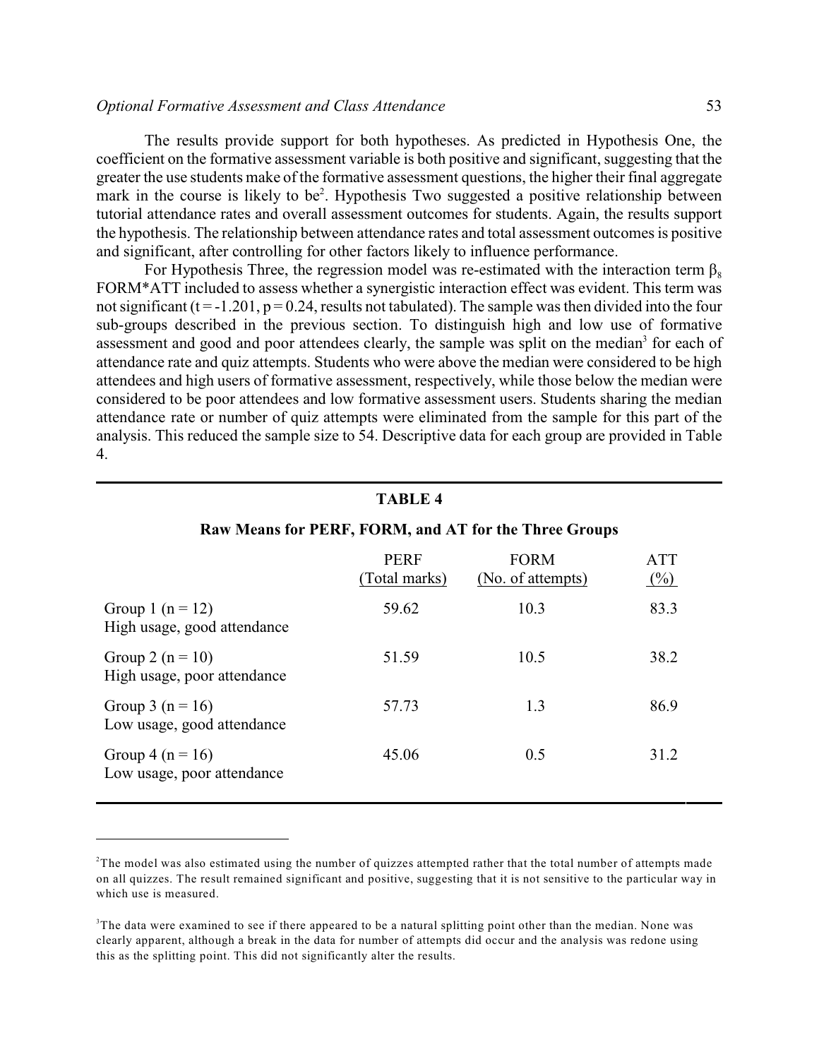The results provide support for both hypotheses. As predicted in Hypothesis One, the coefficient on the formative assessment variable is both positive and significant, suggesting that the greater the use students make of the formative assessment questions, the higher their final aggregate mark in the course is likely to be[2]. Hypothesis Two suggested a positive relationship between tutorial attendance rates and overall assessment outcomes for students. Again, the results support the hypothesis. The relationship between attendance rates and total assessment outcomes is positive and significant, after controlling for other factors likely to influence performance.

For Hypothesis Three, the regression model was re-estimated with the interaction term $\beta_8$ FORM*ATT included to assess whether a synergistic interaction effect was evident. This term was not significant ($t = -1.201$, $p = 0.24$, results not tabulated). The sample was then divided into the four sub-groups described in the previous section. To distinguish high and low use of formative assessment and good and poor attendees clearly, the sample was split on the median[3] for each of attendance rate and quiz attempts. Students who were above the median were considered to be high attendees and high users of formative assessment, respectively, while those below the median were considered to be poor attendees and low formative assessment users. Students sharing the median attendance rate or number of quiz attempts were eliminated from the sample for this part of the analysis. This reduced the sample size to 54. Descriptive data for each group are provided in Table 4.

**TABLE 4**

**Raw Means for PERF, FORM, and AT for the Three Groups**

| | PERF (Total marks) | FORM (No. of attempts) | ATT (%) |
|---|---|---|---|
| Group 1 (n = 12) High usage, good attendance | 59.62 | 10.3 | 83.3 |
| Group 2 (n = 10) High usage, poor attendance | 51.59 | 10.5 | 38.2 |
| Group 3 (n = 16) Low usage, good attendance | 57.73 | 1.3 | 86.9 |
| Group 4 (n = 16) Low usage, poor attendance | 45.06 | 0.5 | 31.2 |

---

[2]The model was also estimated using the number of quizzes attempted rather that the total number of attempts made on all quizzes. The result remained significant and positive, suggesting that it is not sensitive to the particular way in which use is measured.

[3]The data were examined to see if there appeared to be a natural splitting point other than the median. None was clearly apparent, although a break in the data for number of attempts did occur and the analysis was redone using this as the splitting point. This did not significantly alter the results.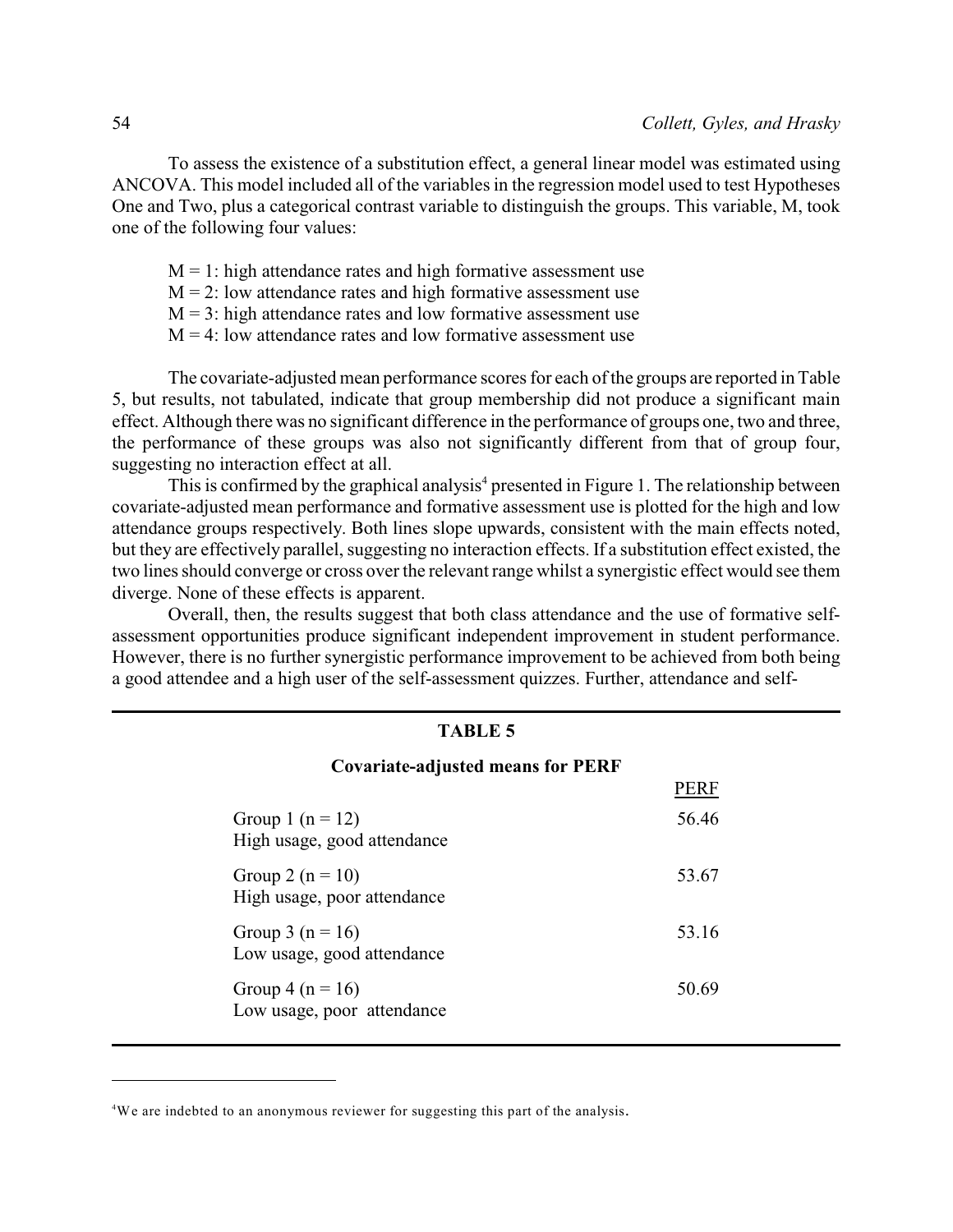To assess the existence of a substitution effect, a general linear model was estimated using ANCOVA. This model included all of the variables in the regression model used to test Hypotheses One and Two, plus a categorical contrast variable to distinguish the groups. This variable, M, took one of the following four values:

- M = 1: high attendance rates and high formative assessment use
- M = 2: low attendance rates and high formative assessment use
- M = 3: high attendance rates and low formative assessment use
- M = 4: low attendance rates and low formative assessment use

The covariate-adjusted mean performance scores for each of the groups are reported in Table 5, but results, not tabulated, indicate that group membership did not produce a significant main effect. Although there was no significant difference in the performance of groups one, two and three, the performance of these groups was also not significantly different from that of group four, suggesting no interaction effect at all.

This is confirmed by the graphical analysis[4] presented in Figure 1. The relationship between covariate-adjusted mean performance and formative assessment use is plotted for the high and low attendance groups respectively. Both lines slope upwards, consistent with the main effects noted, but they are effectively parallel, suggesting no interaction effects. If a substitution effect existed, the two lines should converge or cross over the relevant range whilst a synergistic effect would see them diverge. None of these effects is apparent.

Overall, then, the results suggest that both class attendance and the use of formative self-assessment opportunities produce significant independent improvement in student performance. However, there is no further synergistic performance improvement to be achieved from both being a good attendee and a high user of the self-assessment quizzes. Further, attendance and self-

**TABLE 5**

**Covariate-adjusted means for PERF**

| | PERF |
|---|---|
| Group 1 (n = 12)<br>High usage, good attendance | 56.46 |
| Group 2 (n = 10)<br>High usage, poor attendance | 53.67 |
| Group 3 (n = 16)<br>Low usage, good attendance | 53.16 |
| Group 4 (n = 16)<br>Low usage, poor attendance | 50.69 |

[4] We are indebted to an anonymous reviewer for suggesting this part of the analysis.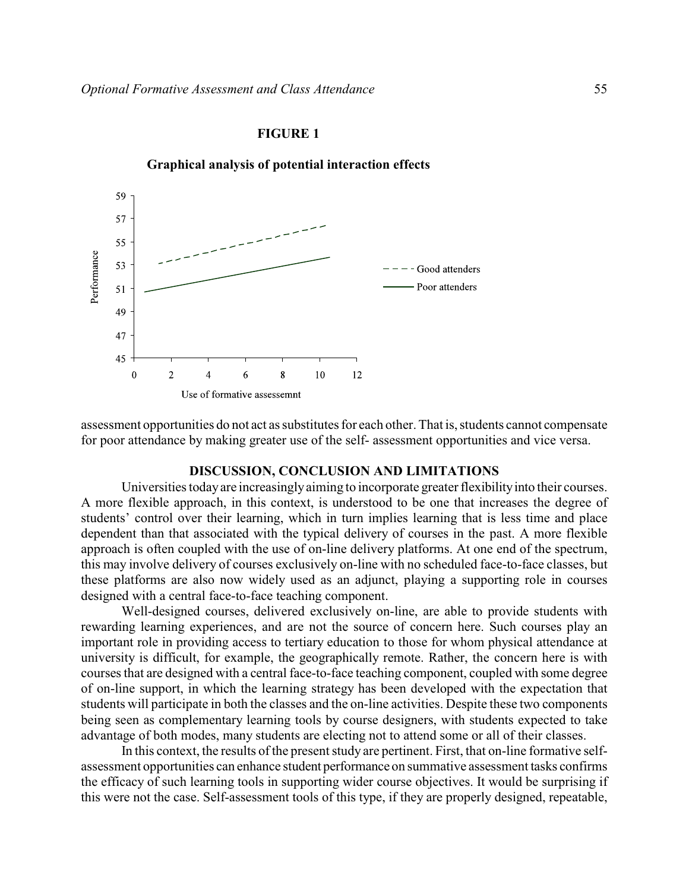**FIGURE 1**

**Graphical analysis of potential interaction effects**

assessment opportunities do not act as substitutes for each other. That is, students cannot compensate for poor attendance by making greater use of the self- assessment opportunities and vice versa.

## DISCUSSION, CONCLUSION AND LIMITATIONS

Universities today are increasingly aiming to incorporate greater flexibility into their courses. A more flexible approach, in this context, is understood to be one that increases the degree of students' control over their learning, which in turn implies learning that is less time and place dependent than that associated with the typical delivery of courses in the past. A more flexible approach is often coupled with the use of on-line delivery platforms. At one end of the spectrum, this may involve delivery of courses exclusively on-line with no scheduled face-to-face classes, but these platforms are also now widely used as an adjunct, playing a supporting role in courses designed with a central face-to-face teaching component.

Well-designed courses, delivered exclusively on-line, are able to provide students with rewarding learning experiences, and are not the source of concern here. Such courses play an important role in providing access to tertiary education to those for whom physical attendance at university is difficult, for example, the geographically remote. Rather, the concern here is with courses that are designed with a central face-to-face teaching component, coupled with some degree of on-line support, in which the learning strategy has been developed with the expectation that students will participate in both the classes and the on-line activities. Despite these two components being seen as complementary learning tools by course designers, with students expected to take advantage of both modes, many students are electing not to attend some or all of their classes.

In this context, the results of the present study are pertinent. First, that on-line formative self-assessment opportunities can enhance student performance on summative assessment tasks confirms the efficacy of such learning tools in supporting wider course objectives. It would be surprising if this were not the case. Self-assessment tools of this type, if they are properly designed, repeatable,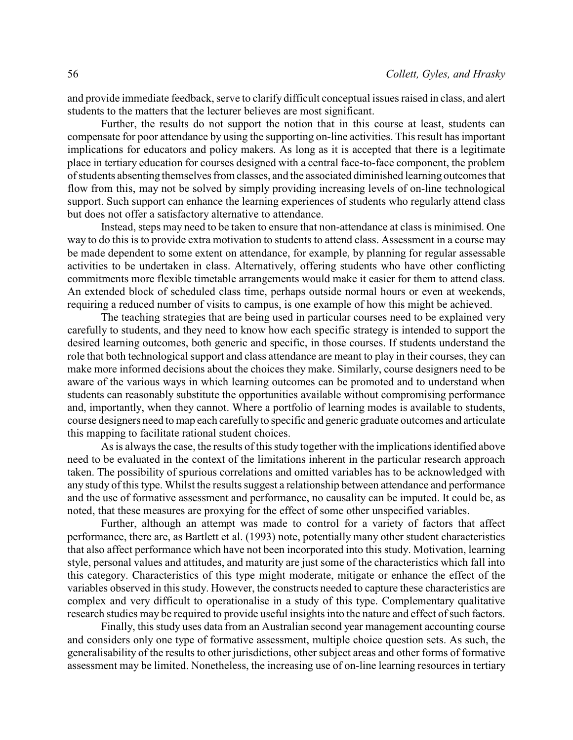and provide immediate feedback, serve to clarify difficult conceptual issues raised in class, and alert students to the matters that the lecturer believes are most significant.

Further, the results do not support the notion that in this course at least, students can compensate for poor attendance by using the supporting on-line activities. This result has important implications for educators and policy makers. As long as it is accepted that there is a legitimate place in tertiary education for courses designed with a central face-to-face component, the problem of students absenting themselves from classes, and the associated diminished learning outcomes that flow from this, may not be solved by simply providing increasing levels of on-line technological support. Such support can enhance the learning experiences of students who regularly attend class but does not offer a satisfactory alternative to attendance.

Instead, steps may need to be taken to ensure that non-attendance at class is minimised. One way to do this is to provide extra motivation to students to attend class. Assessment in a course may be made dependent to some extent on attendance, for example, by planning for regular assessable activities to be undertaken in class. Alternatively, offering students who have other conflicting commitments more flexible timetable arrangements would make it easier for them to attend class. An extended block of scheduled class time, perhaps outside normal hours or even at weekends, requiring a reduced number of visits to campus, is one example of how this might be achieved.

The teaching strategies that are being used in particular courses need to be explained very carefully to students, and they need to know how each specific strategy is intended to support the desired learning outcomes, both generic and specific, in those courses. If students understand the role that both technological support and class attendance are meant to play in their courses, they can make more informed decisions about the choices they make. Similarly, course designers need to be aware of the various ways in which learning outcomes can be promoted and to understand when students can reasonably substitute the opportunities available without compromising performance and, importantly, when they cannot. Where a portfolio of learning modes is available to students, course designers need to map each carefully to specific and generic graduate outcomes and articulate this mapping to facilitate rational student choices.

As is always the case, the results of this study together with the implications identified above need to be evaluated in the context of the limitations inherent in the particular research approach taken. The possibility of spurious correlations and omitted variables has to be acknowledged with any study of this type. Whilst the results suggest a relationship between attendance and performance and the use of formative assessment and performance, no causality can be imputed. It could be, as noted, that these measures are proxying for the effect of some other unspecified variables.

Further, although an attempt was made to control for a variety of factors that affect performance, there are, as Bartlett et al. (1993) note, potentially many other student characteristics that also affect performance which have not been incorporated into this study. Motivation, learning style, personal values and attitudes, and maturity are just some of the characteristics which fall into this category. Characteristics of this type might moderate, mitigate or enhance the effect of the variables observed in this study. However, the constructs needed to capture these characteristics are complex and very difficult to operationalise in a study of this type. Complementary qualitative research studies may be required to provide useful insights into the nature and effect of such factors.

Finally, this study uses data from an Australian second year management accounting course and considers only one type of formative assessment, multiple choice question sets. As such, the generalisability of the results to other jurisdictions, other subject areas and other forms of formative assessment may be limited. Nonetheless, the increasing use of on-line learning resources in tertiary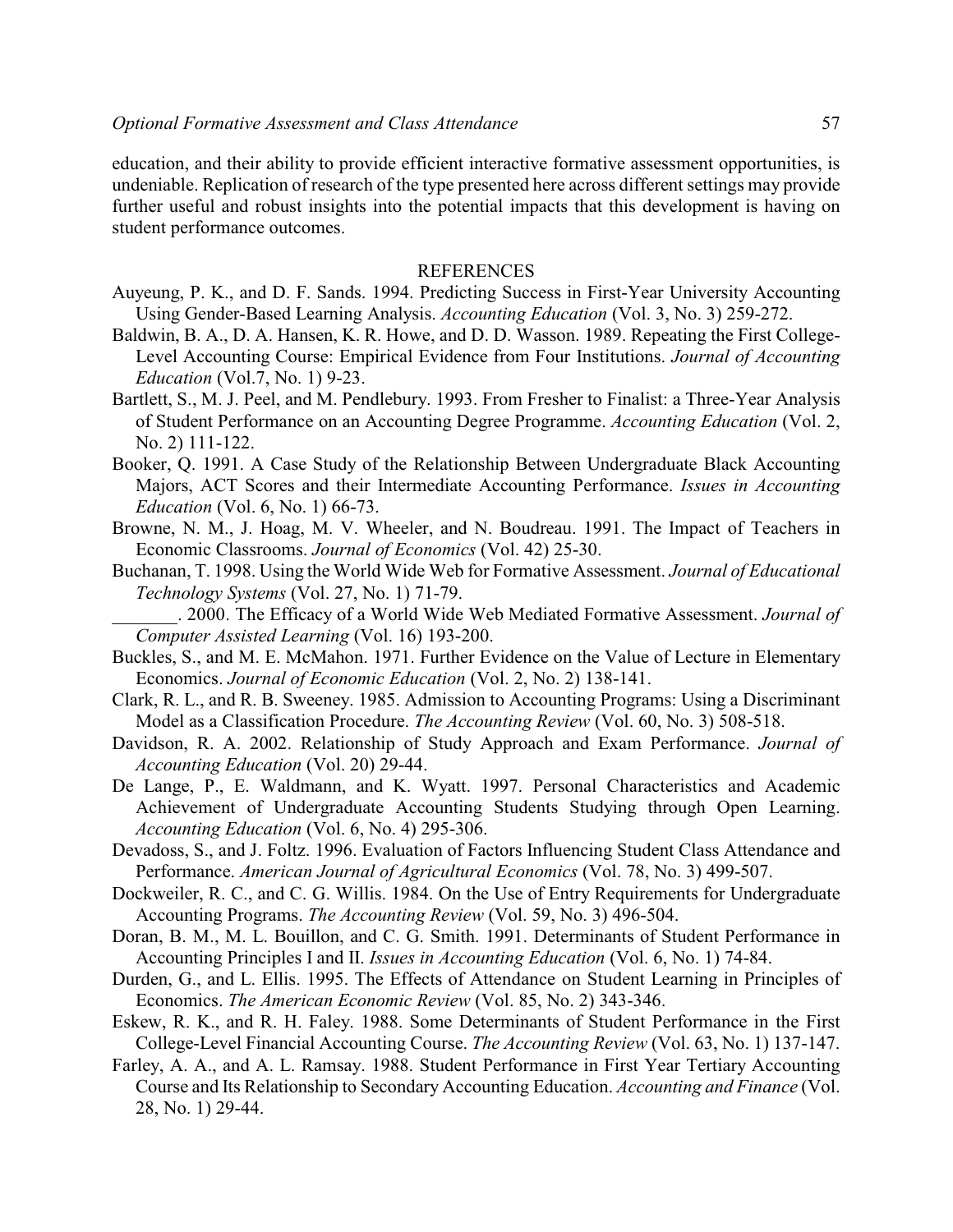education, and their ability to provide efficient interactive formative assessment opportunities, is undeniable. Replication of research of the type presented here across different settings may provide further useful and robust insights into the potential impacts that this development is having on student performance outcomes.

## REFERENCES

Auyeung, P. K., and D. F. Sands. 1994. Predicting Success in First-Year University Accounting Using Gender-Based Learning Analysis. *Accounting Education* (Vol. 3, No. 3) 259-272.

Baldwin, B. A., D. A. Hansen, K. R. Howe, and D. D. Wasson. 1989. Repeating the First College-Level Accounting Course: Empirical Evidence from Four Institutions. *Journal of Accounting Education* (Vol.7, No. 1) 9-23.

Bartlett, S., M. J. Peel, and M. Pendlebury. 1993. From Fresher to Finalist: a Three-Year Analysis of Student Performance on an Accounting Degree Programme. *Accounting Education* (Vol. 2, No. 2) 111-122.

Booker, Q. 1991. A Case Study of the Relationship Between Undergraduate Black Accounting Majors, ACT Scores and their Intermediate Accounting Performance. *Issues in Accounting Education* (Vol. 6, No. 1) 66-73.

Browne, N. M., J. Hoag, M. V. Wheeler, and N. Boudreau. 1991. The Impact of Teachers in Economic Classrooms. *Journal of Economics* (Vol. 42) 25-30.

Buchanan, T. 1998. Using the World Wide Web for Formative Assessment. *Journal of Educational Technology Systems* (Vol. 27, No. 1) 71-79.

_______. 2000. The Efficacy of a World Wide Web Mediated Formative Assessment. *Journal of Computer Assisted Learning* (Vol. 16) 193-200.

Buckles, S., and M. E. McMahon. 1971. Further Evidence on the Value of Lecture in Elementary Economics. *Journal of Economic Education* (Vol. 2, No. 2) 138-141.

Clark, R. L., and R. B. Sweeney. 1985. Admission to Accounting Programs: Using a Discriminant Model as a Classification Procedure. *The Accounting Review* (Vol. 60, No. 3) 508-518.

Davidson, R. A. 2002. Relationship of Study Approach and Exam Performance. *Journal of Accounting Education* (Vol. 20) 29-44.

De Lange, P., E. Waldmann, and K. Wyatt. 1997. Personal Characteristics and Academic Achievement of Undergraduate Accounting Students Studying through Open Learning. *Accounting Education* (Vol. 6, No. 4) 295-306.

Devadoss, S., and J. Foltz. 1996. Evaluation of Factors Influencing Student Class Attendance and Performance. *American Journal of Agricultural Economics* (Vol. 78, No. 3) 499-507.

Dockweiler, R. C., and C. G. Willis. 1984. On the Use of Entry Requirements for Undergraduate Accounting Programs. *The Accounting Review* (Vol. 59, No. 3) 496-504.

Doran, B. M., M. L. Bouillon, and C. G. Smith. 1991. Determinants of Student Performance in Accounting Principles I and II. *Issues in Accounting Education* (Vol. 6, No. 1) 74-84.

Durden, G., and L. Ellis. 1995. The Effects of Attendance on Student Learning in Principles of Economics. *The American Economic Review* (Vol. 85, No. 2) 343-346.

Eskew, R. K., and R. H. Faley. 1988. Some Determinants of Student Performance in the First College-Level Financial Accounting Course. *The Accounting Review* (Vol. 63, No. 1) 137-147.

Farley, A. A., and A. L. Ramsay. 1988. Student Performance in First Year Tertiary Accounting Course and Its Relationship to Secondary Accounting Education. *Accounting and Finance* (Vol. 28, No. 1) 29-44.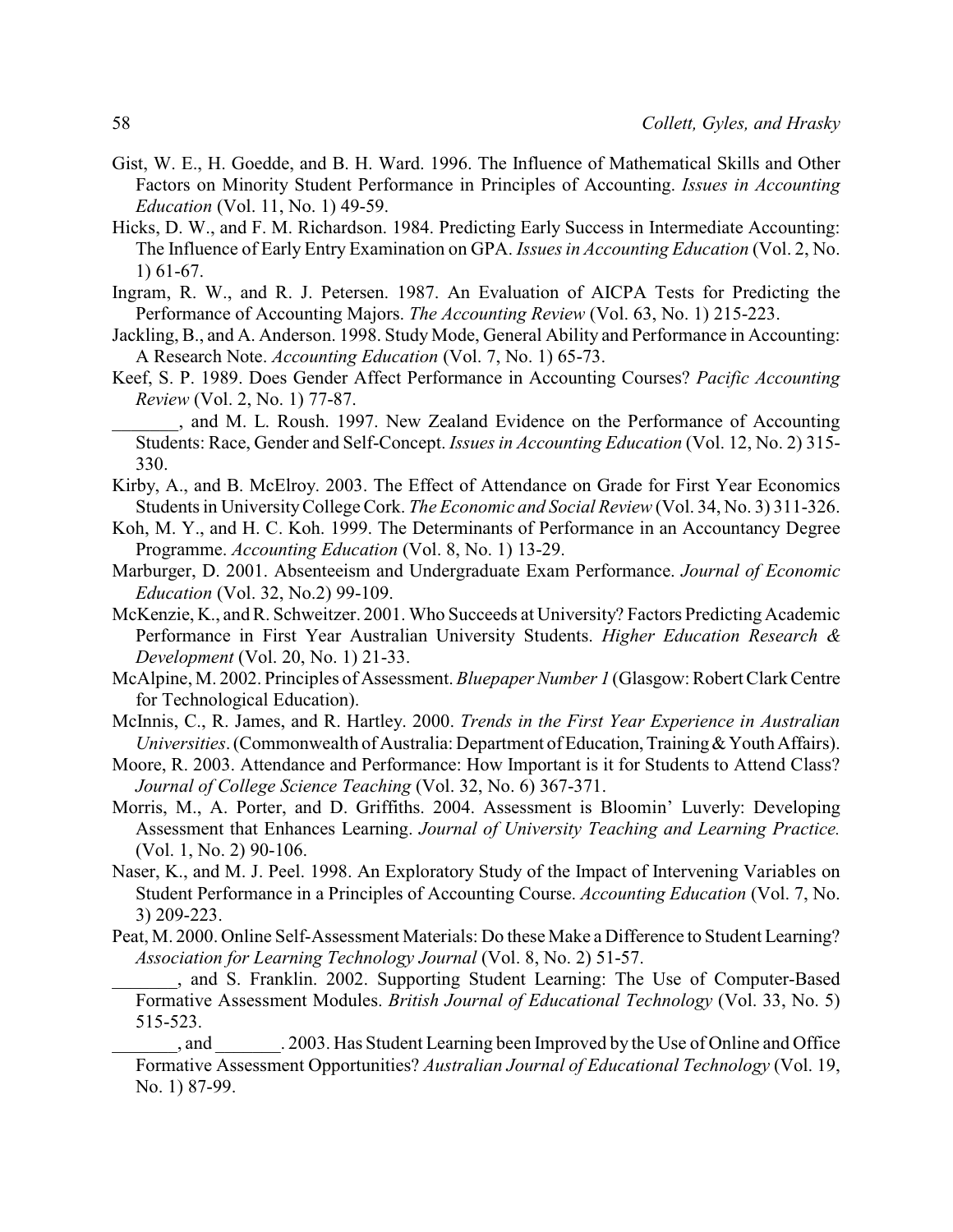Gist, W. E., H. Goedde, and B. H. Ward. 1996. The Influence of Mathematical Skills and Other Factors on Minority Student Performance in Principles of Accounting. *Issues in Accounting Education* (Vol. 11, No. 1) 49-59.

Hicks, D. W., and F. M. Richardson. 1984. Predicting Early Success in Intermediate Accounting: The Influence of Early Entry Examination on GPA. *Issues in Accounting Education* (Vol. 2, No. 1) 61-67.

Ingram, R. W., and R. J. Petersen. 1987. An Evaluation of AICPA Tests for Predicting the Performance of Accounting Majors. *The Accounting Review* (Vol. 63, No. 1) 215-223.

Jackling, B., and A. Anderson. 1998. Study Mode, General Ability and Performance in Accounting: A Research Note. *Accounting Education* (Vol. 7, No. 1) 65-73.

Keef, S. P. 1989. Does Gender Affect Performance in Accounting Courses? *Pacific Accounting Review* (Vol. 2, No. 1) 77-87.

_______, and M. L. Roush. 1997. New Zealand Evidence on the Performance of Accounting Students: Race, Gender and Self-Concept. *Issues in Accounting Education* (Vol. 12, No. 2) 315-330.

Kirby, A., and B. McElroy. 2003. The Effect of Attendance on Grade for First Year Economics Students in University College Cork. *The Economic and Social Review* (Vol. 34, No. 3) 311-326.

Koh, M. Y., and H. C. Koh. 1999. The Determinants of Performance in an Accountancy Degree Programme. *Accounting Education* (Vol. 8, No. 1) 13-29.

Marburger, D. 2001. Absenteeism and Undergraduate Exam Performance. *Journal of Economic Education* (Vol. 32, No.2) 99-109.

McKenzie, K., and R. Schweitzer. 2001. Who Succeeds at University? Factors Predicting Academic Performance in First Year Australian University Students. *Higher Education Research & Development* (Vol. 20, No. 1) 21-33.

McAlpine, M. 2002. Principles of Assessment. *Bluepaper Number 1* (Glasgow: Robert Clark Centre for Technological Education).

McInnis, C., R. James, and R. Hartley. 2000. *Trends in the First Year Experience in Australian Universities*. (Commonwealth of Australia: Department of Education, Training & Youth Affairs).

Moore, R. 2003. Attendance and Performance: How Important is it for Students to Attend Class? *Journal of College Science Teaching* (Vol. 32, No. 6) 367-371.

Morris, M., A. Porter, and D. Griffiths. 2004. Assessment is Bloomin' Luverly: Developing Assessment that Enhances Learning. *Journal of University Teaching and Learning Practice.* (Vol. 1, No. 2) 90-106.

Naser, K., and M. J. Peel. 1998. An Exploratory Study of the Impact of Intervening Variables on Student Performance in a Principles of Accounting Course. *Accounting Education* (Vol. 7, No. 3) 209-223.

Peat, M. 2000. Online Self-Assessment Materials: Do these Make a Difference to Student Learning? *Association for Learning Technology Journal* (Vol. 8, No. 2) 51-57.

_______, and S. Franklin. 2002. Supporting Student Learning: The Use of Computer-Based Formative Assessment Modules. *British Journal of Educational Technology* (Vol. 33, No. 5) 515-523.

_______, and _______. 2003. Has Student Learning been Improved by the Use of Online and Office Formative Assessment Opportunities? *Australian Journal of Educational Technology* (Vol. 19, No. 1) 87-99.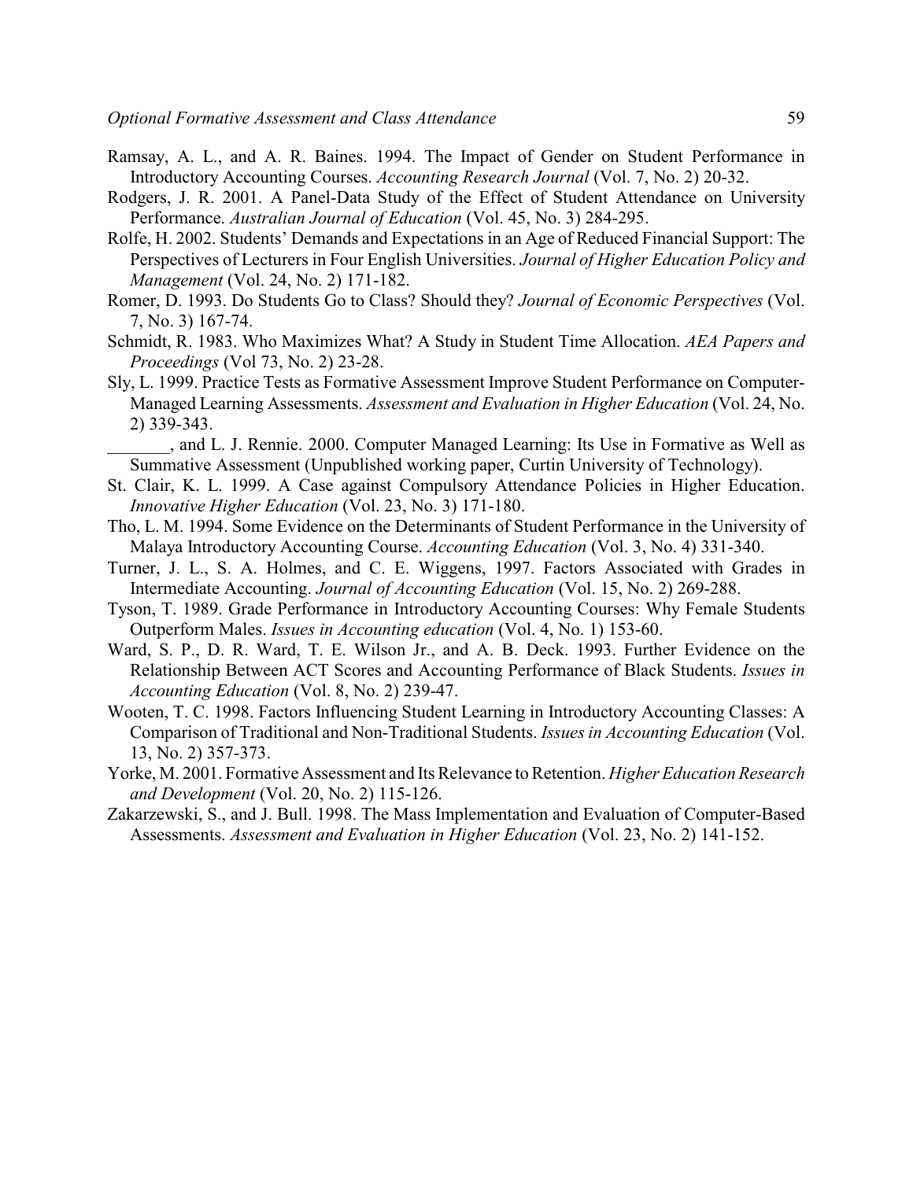Ramsay, A. L., and A. R. Baines. 1994. The Impact of Gender on Student Performance in Introductory Accounting Courses. *Accounting Research Journal* (Vol. 7, No. 2) 20-32.

Rodgers, J. R. 2001. A Panel-Data Study of the Effect of Student Attendance on University Performance. *Australian Journal of Education* (Vol. 45, No. 3) 284-295.

Rolfe, H. 2002. Students' Demands and Expectations in an Age of Reduced Financial Support: The Perspectives of Lecturers in Four English Universities. *Journal of Higher Education Policy and Management* (Vol. 24, No. 2) 171-182.

Romer, D. 1993. Do Students Go to Class? Should they? *Journal of Economic Perspectives* (Vol. 7, No. 3) 167-74.

Schmidt, R. 1983. Who Maximizes What? A Study in Student Time Allocation. *AEA Papers and Proceedings* (Vol 73, No. 2) 23-28.

Sly, L. 1999. Practice Tests as Formative Assessment Improve Student Performance on Computer-Managed Learning Assessments. *Assessment and Evaluation in Higher Education* (Vol. 24, No. 2) 339-343.

_______, and L. J. Rennie. 2000. Computer Managed Learning: Its Use in Formative as Well as Summative Assessment (Unpublished working paper, Curtin University of Technology).

St. Clair, K. L. 1999. A Case against Compulsory Attendance Policies in Higher Education. *Innovative Higher Education* (Vol. 23, No. 3) 171-180.

Tho, L. M. 1994. Some Evidence on the Determinants of Student Performance in the University of Malaya Introductory Accounting Course. *Accounting Education* (Vol. 3, No. 4) 331-340.

Turner, J. L., S. A. Holmes, and C. E. Wiggens, 1997. Factors Associated with Grades in Intermediate Accounting. *Journal of Accounting Education* (Vol. 15, No. 2) 269-288.

Tyson, T. 1989. Grade Performance in Introductory Accounting Courses: Why Female Students Outperform Males. *Issues in Accounting education* (Vol. 4, No. 1) 153-60.

Ward, S. P., D. R. Ward, T. E. Wilson Jr., and A. B. Deck. 1993. Further Evidence on the Relationship Between ACT Scores and Accounting Performance of Black Students. *Issues in Accounting Education* (Vol. 8, No. 2) 239-47.

Wooten, T. C. 1998. Factors Influencing Student Learning in Introductory Accounting Classes: A Comparison of Traditional and Non-Traditional Students. *Issues in Accounting Education* (Vol. 13, No. 2) 357-373.

Yorke, M. 2001. Formative Assessment and Its Relevance to Retention. *Higher Education Research and Development* (Vol. 20, No. 2) 115-126.

Zakarzewski, S., and J. Bull. 1998. The Mass Implementation and Evaluation of Computer-Based Assessments. *Assessment and Evaluation in Higher Education* (Vol. 23, No. 2) 141-152.